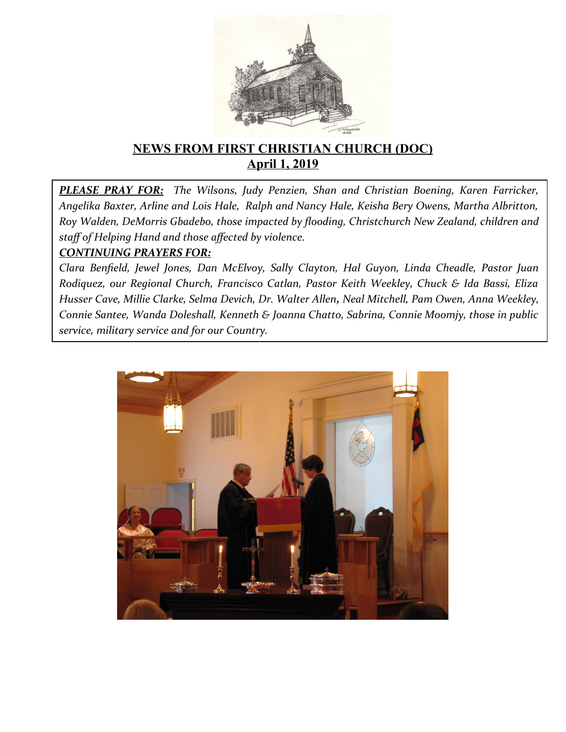# NEWS FROM FIRST CHRISTIAN CHURCH (DOC)

## April 1, 2019

***PLEASE PRAY FOR:*** *The Wilsons, Judy Penzien, Shan and Christian Boening, Karen Farricker, Angelika Baxter, Arline and Lois Hale, Ralph and Nancy Hale, Keisha Bery Owens, Martha Albritton, Roy Walden, DeMorris Gbadebo, those impacted by flooding, Christchurch New Zealand, children and staff of Helping Hand and those affected by violence.*

***CONTINUING PRAYERS FOR:***

*Clara Benfield, Jewel Jones, Dan McElvoy, Sally Clayton, Hal Guyon, Linda Cheadle, Pastor Juan Rodiquez, our Regional Church, Francisco Catlan, Pastor Keith Weekley, Chuck & Ida Bassi, Eliza Husser Cave, Millie Clarke, Selma Devich, Dr. Walter Allen, Neal Mitchell, Pam Owen, Anna Weekley, Connie Santee, Wanda Doleshall, Kenneth & Joanna Chatto, Sabrina, Connie Moomjy, those in public service, military service and for our Country.*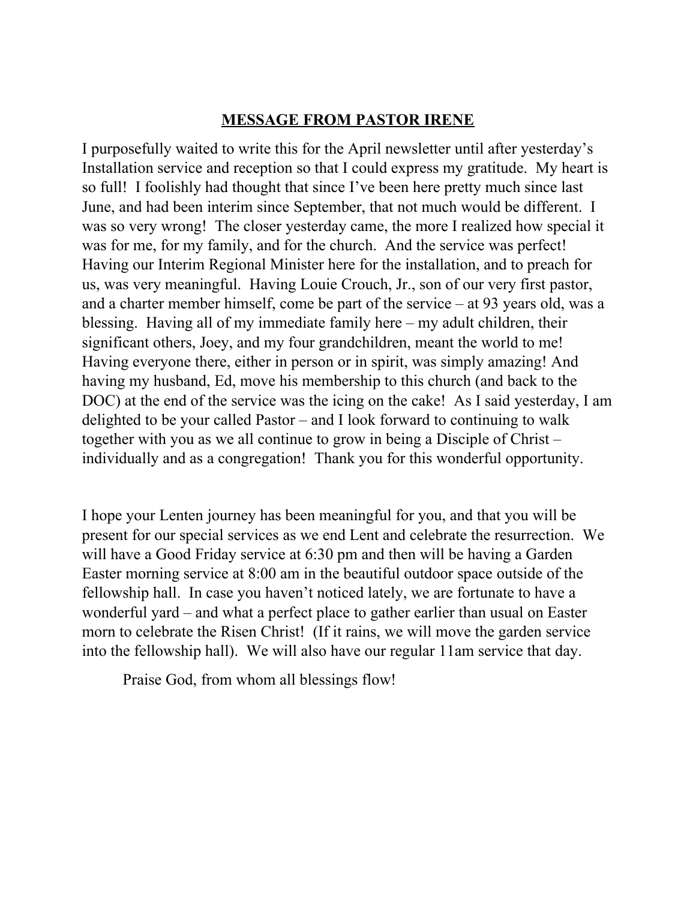## MESSAGE FROM PASTOR IRENE

I purposefully waited to write this for the April newsletter until after yesterday's Installation service and reception so that I could express my gratitude. My heart is so full! I foolishly had thought that since I've been here pretty much since last June, and had been interim since September, that not much would be different. I was so very wrong! The closer yesterday came, the more I realized how special it was for me, for my family, and for the church. And the service was perfect! Having our Interim Regional Minister here for the installation, and to preach for us, was very meaningful. Having Louie Crouch, Jr., son of our very first pastor, and a charter member himself, come be part of the service – at 93 years old, was a blessing. Having all of my immediate family here – my adult children, their significant others, Joey, and my four grandchildren, meant the world to me! Having everyone there, either in person or in spirit, was simply amazing! And having my husband, Ed, move his membership to this church (and back to the DOC) at the end of the service was the icing on the cake! As I said yesterday, I am delighted to be your called Pastor – and I look forward to continuing to walk together with you as we all continue to grow in being a Disciple of Christ – individually and as a congregation! Thank you for this wonderful opportunity.

I hope your Lenten journey has been meaningful for you, and that you will be present for our special services as we end Lent and celebrate the resurrection. We will have a Good Friday service at 6:30 pm and then will be having a Garden Easter morning service at 8:00 am in the beautiful outdoor space outside of the fellowship hall. In case you haven't noticed lately, we are fortunate to have a wonderful yard – and what a perfect place to gather earlier than usual on Easter morn to celebrate the Risen Christ! (If it rains, we will move the garden service into the fellowship hall). We will also have our regular 11am service that day.

Praise God, from whom all blessings flow!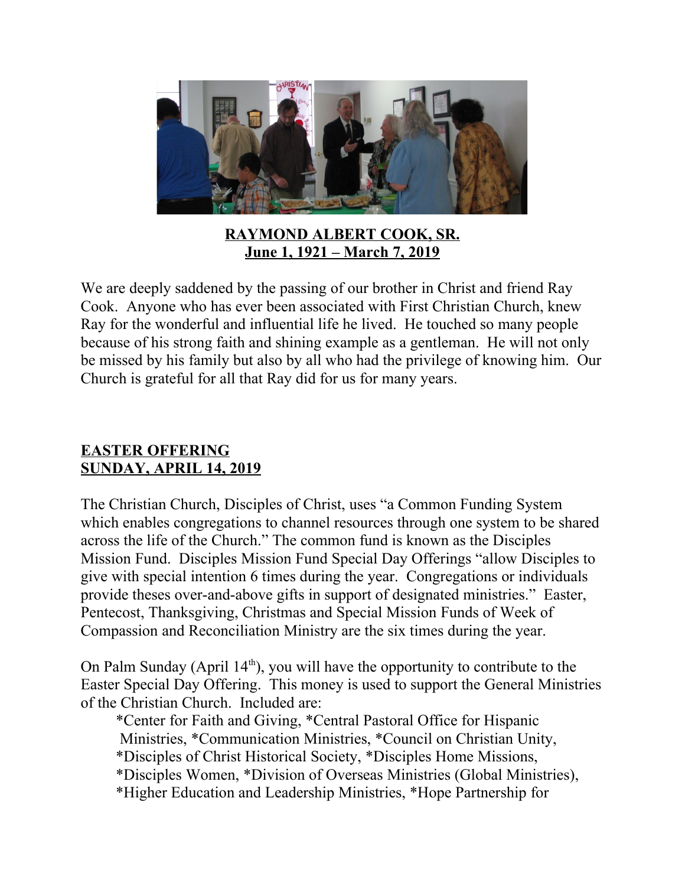**RAYMOND ALBERT COOK, SR.**
**June 1, 1921 – March 7, 2019**

We are deeply saddened by the passing of our brother in Christ and friend Ray Cook. Anyone who has ever been associated with First Christian Church, knew Ray for the wonderful and influential life he lived. He touched so many people because of his strong faith and shining example as a gentleman. He will not only be missed by his family but also by all who had the privilege of knowing him. Our Church is grateful for all that Ray did for us for many years.

**EASTER OFFERING**
**SUNDAY, APRIL 14, 2019**

The Christian Church, Disciples of Christ, uses "a Common Funding System which enables congregations to channel resources through one system to be shared across the life of the Church." The common fund is known as the Disciples Mission Fund. Disciples Mission Fund Special Day Offerings "allow Disciples to give with special intention 6 times during the year. Congregations or individuals provide theses over-and-above gifts in support of designated ministries." Easter, Pentecost, Thanksgiving, Christmas and Special Mission Funds of Week of Compassion and Reconciliation Ministry are the six times during the year.

On Palm Sunday (April 14th), you will have the opportunity to contribute to the Easter Special Day Offering. This money is used to support the General Ministries of the Christian Church. Included are:

*Center for Faith and Giving, *Central Pastoral Office for Hispanic Ministries, *Communication Ministries, *Council on Christian Unity, *Disciples of Christ Historical Society, *Disciples Home Missions, *Disciples Women, *Division of Overseas Ministries (Global Ministries), *Higher Education and Leadership Ministries, *Hope Partnership for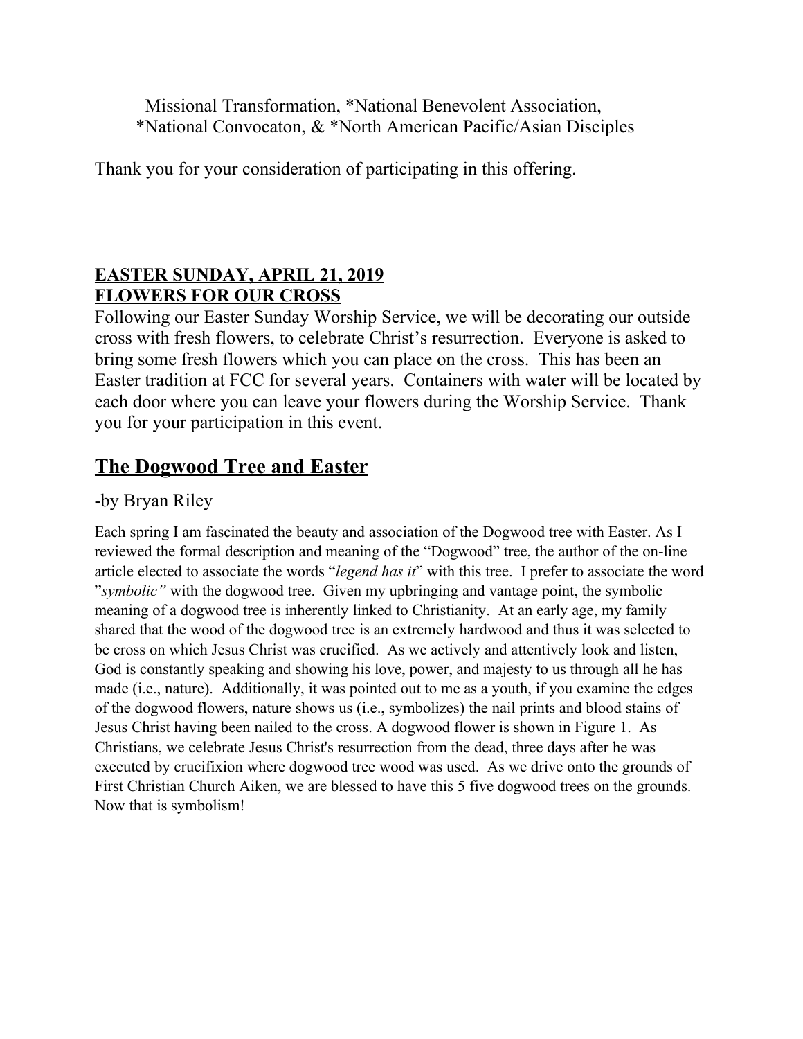Missional Transformation, *National Benevolent Association, *National Convocaton, & *North American Pacific/Asian Disciples

Thank you for your consideration of participating in this offering.

**EASTER SUNDAY, APRIL 21, 2019**
**FLOWERS FOR OUR CROSS**

Following our Easter Sunday Worship Service, we will be decorating our outside cross with fresh flowers, to celebrate Christ's resurrection. Everyone is asked to bring some fresh flowers which you can place on the cross. This has been an Easter tradition at FCC for several years. Containers with water will be located by each door where you can leave your flowers during the Worship Service. Thank you for your participation in this event.

## The Dogwood Tree and Easter

-by Bryan Riley

Each spring I am fascinated the beauty and association of the Dogwood tree with Easter. As I reviewed the formal description and meaning of the "Dogwood" tree, the author of the on-line article elected to associate the words "*legend has it*" with this tree. I prefer to associate the word "*symbolic"* with the dogwood tree. Given my upbringing and vantage point, the symbolic meaning of a dogwood tree is inherently linked to Christianity. At an early age, my family shared that the wood of the dogwood tree is an extremely hardwood and thus it was selected to be cross on which Jesus Christ was crucified. As we actively and attentively look and listen, God is constantly speaking and showing his love, power, and majesty to us through all he has made (i.e., nature). Additionally, it was pointed out to me as a youth, if you examine the edges of the dogwood flowers, nature shows us (i.e., symbolizes) the nail prints and blood stains of Jesus Christ having been nailed to the cross. A dogwood flower is shown in Figure 1. As Christians, we celebrate Jesus Christ's resurrection from the dead, three days after he was executed by crucifixion where dogwood tree wood was used. As we drive onto the grounds of First Christian Church Aiken, we are blessed to have this 5 five dogwood trees on the grounds. Now that is symbolism!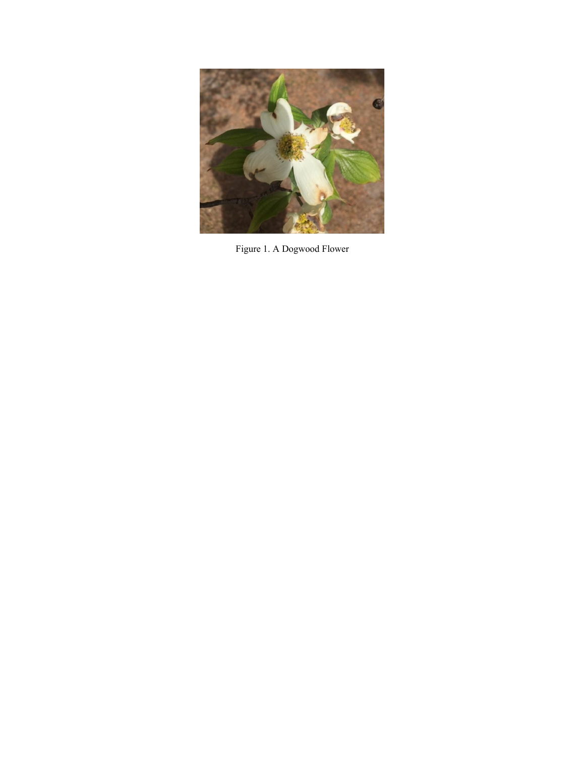Figure 1. A Dogwood Flower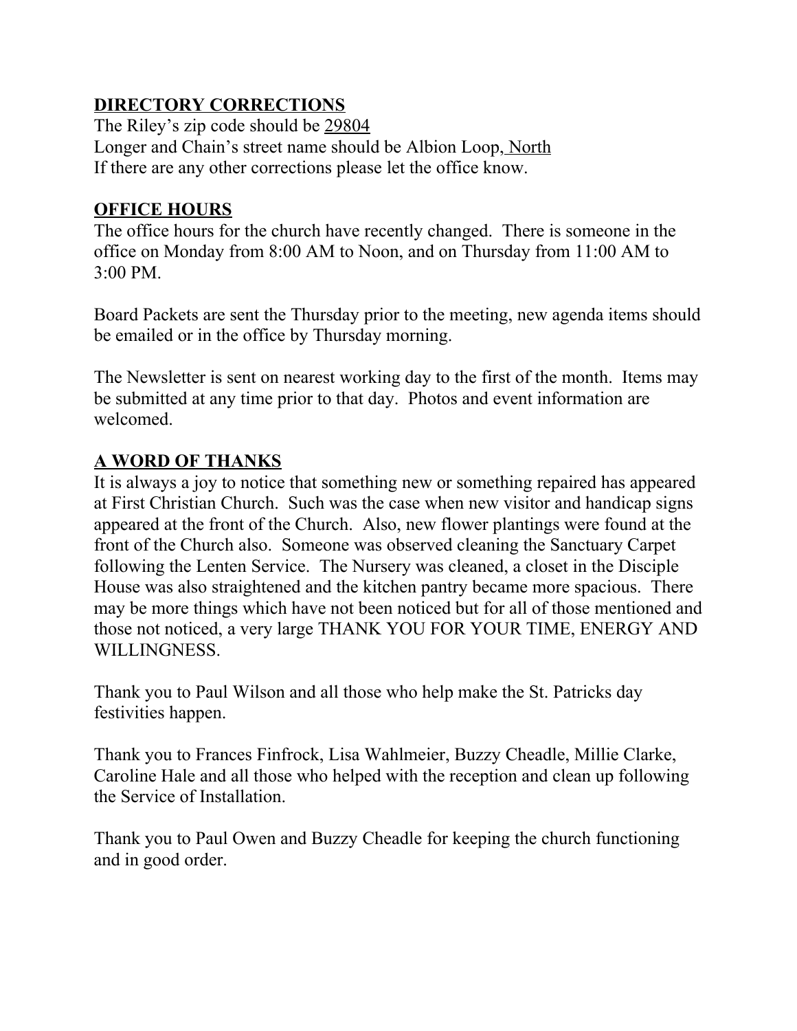## DIRECTORY CORRECTIONS

The Riley's zip code should be 29804
Longer and Chain's street name should be Albion Loop, North
If there are any other corrections please let the office know.

## OFFICE HOURS

The office hours for the church have recently changed. There is someone in the office on Monday from 8:00 AM to Noon, and on Thursday from 11:00 AM to 3:00 PM.

Board Packets are sent the Thursday prior to the meeting, new agenda items should be emailed or in the office by Thursday morning.

The Newsletter is sent on nearest working day to the first of the month. Items may be submitted at any time prior to that day. Photos and event information are welcomed.

## A WORD OF THANKS

It is always a joy to notice that something new or something repaired has appeared at First Christian Church. Such was the case when new visitor and handicap signs appeared at the front of the Church. Also, new flower plantings were found at the front of the Church also. Someone was observed cleaning the Sanctuary Carpet following the Lenten Service. The Nursery was cleaned, a closet in the Disciple House was also straightened and the kitchen pantry became more spacious. There may be more things which have not been noticed but for all of those mentioned and those not noticed, a very large THANK YOU FOR YOUR TIME, ENERGY AND WILLINGNESS.

Thank you to Paul Wilson and all those who help make the St. Patricks day festivities happen.

Thank you to Frances Finfrock, Lisa Wahlmeier, Buzzy Cheadle, Millie Clarke, Caroline Hale and all those who helped with the reception and clean up following the Service of Installation.

Thank you to Paul Owen and Buzzy Cheadle for keeping the church functioning and in good order.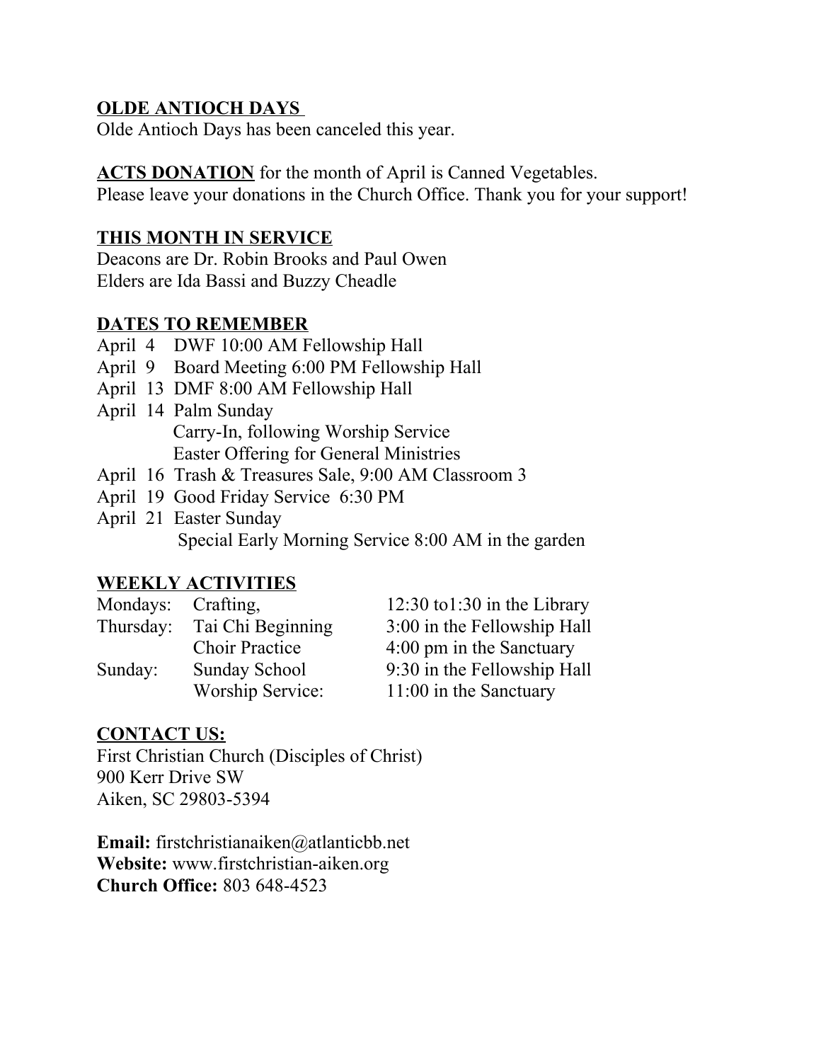**OLDE ANTIOCH DAYS**

Olde Antioch Days has been canceled this year.

**ACTS DONATION** for the month of April is Canned Vegetables.
Please leave your donations in the Church Office. Thank you for your support!

**THIS MONTH IN SERVICE**

Deacons are Dr. Robin Brooks and Paul Owen
Elders are Ida Bassi and Buzzy Cheadle

**DATES TO REMEMBER**

April 4 DWF 10:00 AM Fellowship Hall
April 9 Board Meeting 6:00 PM Fellowship Hall
April 13 DMF 8:00 AM Fellowship Hall
April 14 Palm Sunday
Carry-In, following Worship Service
Easter Offering for General Ministries
April 16 Trash & Treasures Sale, 9:00 AM Classroom 3
April 19 Good Friday Service 6:30 PM
April 21 Easter Sunday
Special Early Morning Service 8:00 AM in the garden

**WEEKLY ACTIVITIES**

| | | |
|---|---|---|
| Mondays: | Crafting, | 12:30 to1:30 in the Library |
| Thursday: | Tai Chi Beginning | 3:00 in the Fellowship Hall |
| | Choir Practice | 4:00 pm in the Sanctuary |
| Sunday: | Sunday School | 9:30 in the Fellowship Hall |
| | Worship Service: | 11:00 in the Sanctuary |

**CONTACT US:**

First Christian Church (Disciples of Christ)
900 Kerr Drive SW
Aiken, SC 29803-5394

**Email:** firstchristianaiken@atlanticbb.net
**Website:** www.firstchristian-aiken.org
**Church Office:** 803 648-4523